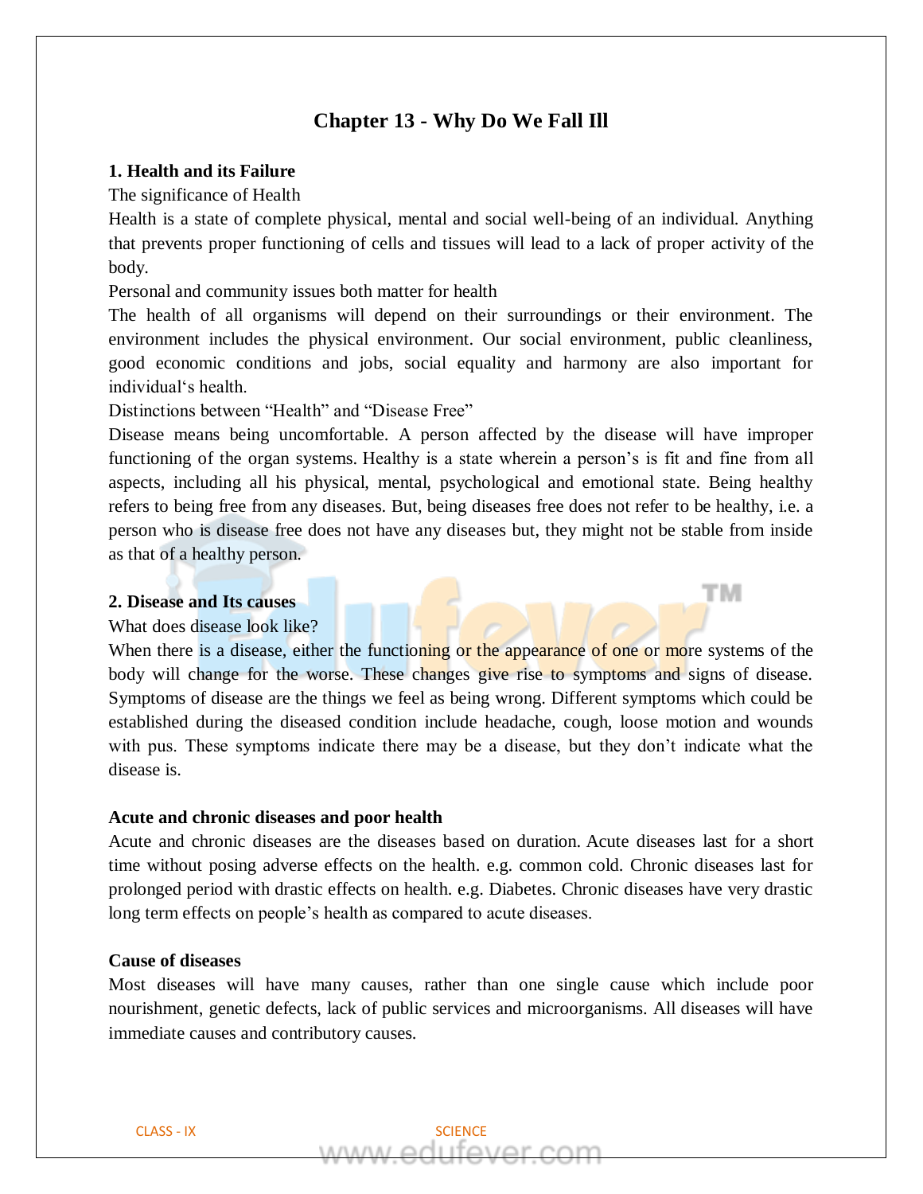# Chapter 13 - Why Do We Fall Ill

## 1. Health and its Failure

The significance of Health

Health is a state of complete physical, mental and social well-being of an individual. Anything that prevents proper functioning of cells and tissues will lead to a lack of proper activity of the body.

Personal and community issues both matter for health

The health of all organisms will depend on their surroundings or their environment. The environment includes the physical environment. Our social environment, public cleanliness, good economic conditions and jobs, social equality and harmony are also important for individual's health.

Distinctions between "Health" and "Disease Free"

Disease means being uncomfortable. A person affected by the disease will have improper functioning of the organ systems. Healthy is a state wherein a person's is fit and fine from all aspects, including all his physical, mental, psychological and emotional state. Being healthy refers to being free from any diseases. But, being diseases free does not refer to be healthy, i.e. a person who is disease free does not have any diseases but, they might not be stable from inside as that of a healthy person.

## 2. Disease and Its causes

What does disease look like?

When there is a disease, either the functioning or the appearance of one or more systems of the body will change for the worse. These changes give rise to symptoms and signs of disease. Symptoms of disease are the things we feel as being wrong. Different symptoms which could be established during the diseased condition include headache, cough, loose motion and wounds with pus. These symptoms indicate there may be a disease, but they don't indicate what the disease is.

### Acute and chronic diseases and poor health

Acute and chronic diseases are the diseases based on duration. Acute diseases last for a short time without posing adverse effects on the health. e.g. common cold. Chronic diseases last for prolonged period with drastic effects on health. e.g. Diabetes. Chronic diseases have very drastic long term effects on people's health as compared to acute diseases.

### Cause of diseases

Most diseases will have many causes, rather than one single cause which include poor nourishment, genetic defects, lack of public services and microorganisms. All diseases will have immediate causes and contributory causes.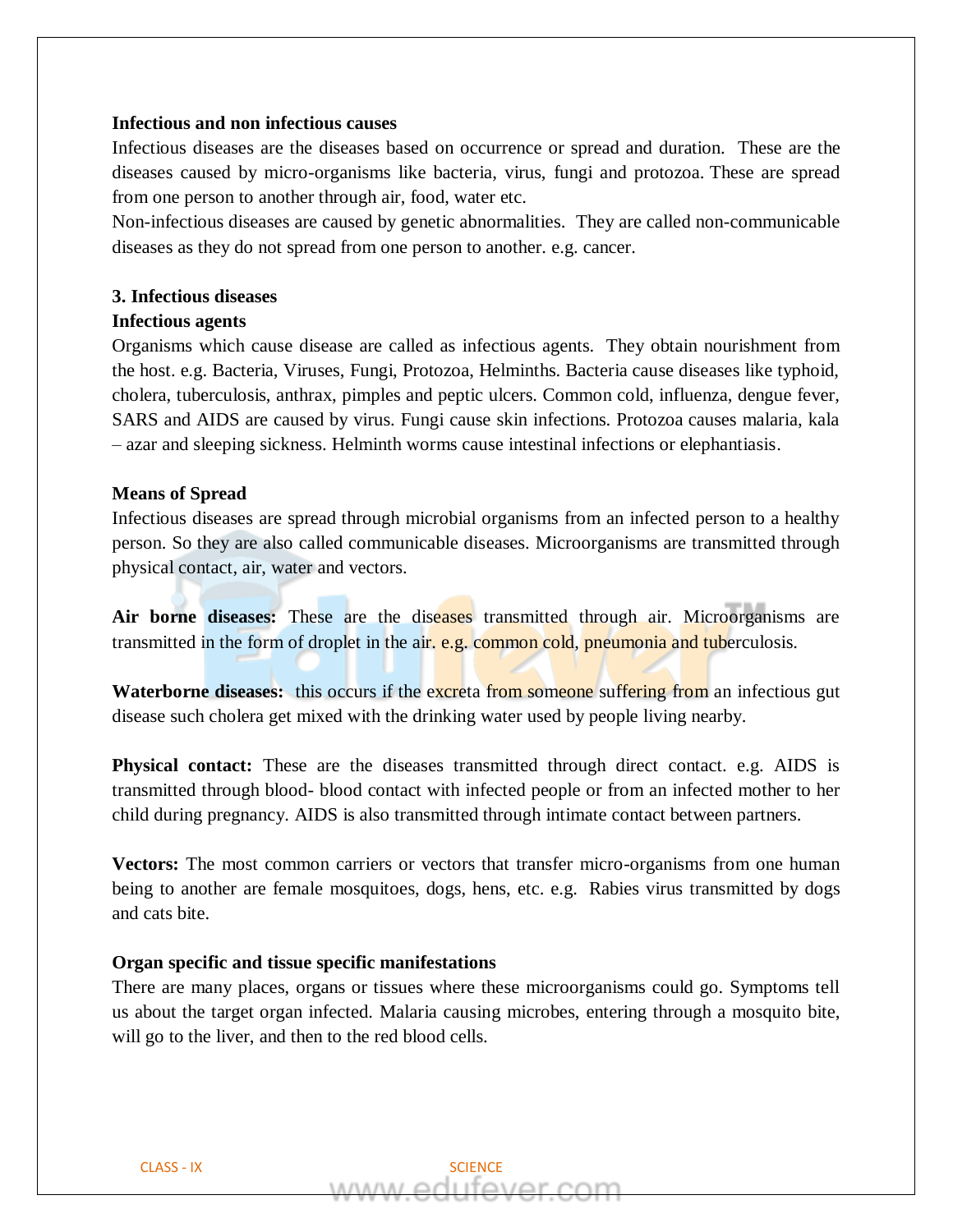**Infectious and non infectious causes**

Infectious diseases are the diseases based on occurrence or spread and duration. These are the diseases caused by micro-organisms like bacteria, virus, fungi and protozoa. These are spread from one person to another through air, food, water etc.

Non-infectious diseases are caused by genetic abnormalities. They are called non-communicable diseases as they do not spread from one person to another. e.g. cancer.

**3. Infectious diseases**

**Infectious agents**

Organisms which cause disease are called as infectious agents. They obtain nourishment from the host. e.g. Bacteria, Viruses, Fungi, Protozoa, Helminths. Bacteria cause diseases like typhoid, cholera, tuberculosis, anthrax, pimples and peptic ulcers. Common cold, influenza, dengue fever, SARS and AIDS are caused by virus. Fungi cause skin infections. Protozoa causes malaria, kala – azar and sleeping sickness. Helminth worms cause intestinal infections or elephantiasis.

**Means of Spread**

Infectious diseases are spread through microbial organisms from an infected person to a healthy person. So they are also called communicable diseases. Microorganisms are transmitted through physical contact, air, water and vectors.

**Air borne diseases:** These are the diseases transmitted through air. Microorganisms are transmitted in the form of droplet in the air. e.g. common cold, pneumonia and tuberculosis.

**Waterborne diseases:** this occurs if the excreta from someone suffering from an infectious gut disease such cholera get mixed with the drinking water used by people living nearby.

**Physical contact:** These are the diseases transmitted through direct contact. e.g. AIDS is transmitted through blood- blood contact with infected people or from an infected mother to her child during pregnancy. AIDS is also transmitted through intimate contact between partners.

**Vectors:** The most common carriers or vectors that transfer micro-organisms from one human being to another are female mosquitoes, dogs, hens, etc. e.g. Rabies virus transmitted by dogs and cats bite.

**Organ specific and tissue specific manifestations**

There are many places, organs or tissues where these microorganisms could go. Symptoms tell us about the target organ infected. Malaria causing microbes, entering through a mosquito bite, will go to the liver, and then to the red blood cells.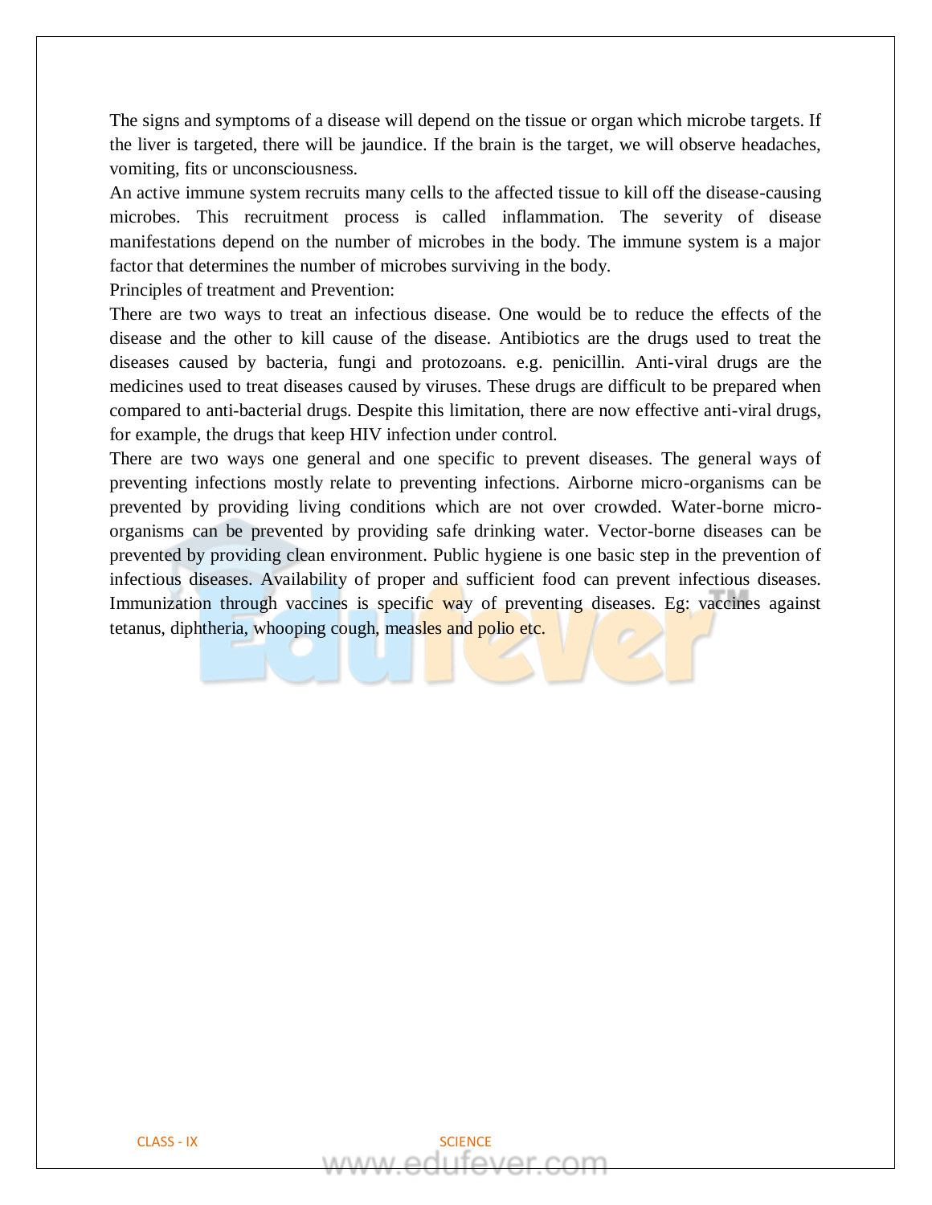The signs and symptoms of a disease will depend on the tissue or organ which microbe targets. If the liver is targeted, there will be jaundice. If the brain is the target, we will observe headaches, vomiting, fits or unconsciousness.

An active immune system recruits many cells to the affected tissue to kill off the disease-causing microbes. This recruitment process is called inflammation. The severity of disease manifestations depend on the number of microbes in the body. The immune system is a major factor that determines the number of microbes surviving in the body.

Principles of treatment and Prevention:

There are two ways to treat an infectious disease. One would be to reduce the effects of the disease and the other to kill cause of the disease. Antibiotics are the drugs used to treat the diseases caused by bacteria, fungi and protozoans. e.g. penicillin. Anti-viral drugs are the medicines used to treat diseases caused by viruses. These drugs are difficult to be prepared when compared to anti-bacterial drugs. Despite this limitation, there are now effective anti-viral drugs, for example, the drugs that keep HIV infection under control.

There are two ways one general and one specific to prevent diseases. The general ways of preventing infections mostly relate to preventing infections. Airborne micro-organisms can be prevented by providing living conditions which are not over crowded. Water-borne micro-organisms can be prevented by providing safe drinking water. Vector-borne diseases can be prevented by providing clean environment. Public hygiene is one basic step in the prevention of infectious diseases. Availability of proper and sufficient food can prevent infectious diseases. Immunization through vaccines is specific way of preventing diseases. Eg: vaccines against tetanus, diphtheria, whooping cough, measles and polio etc.